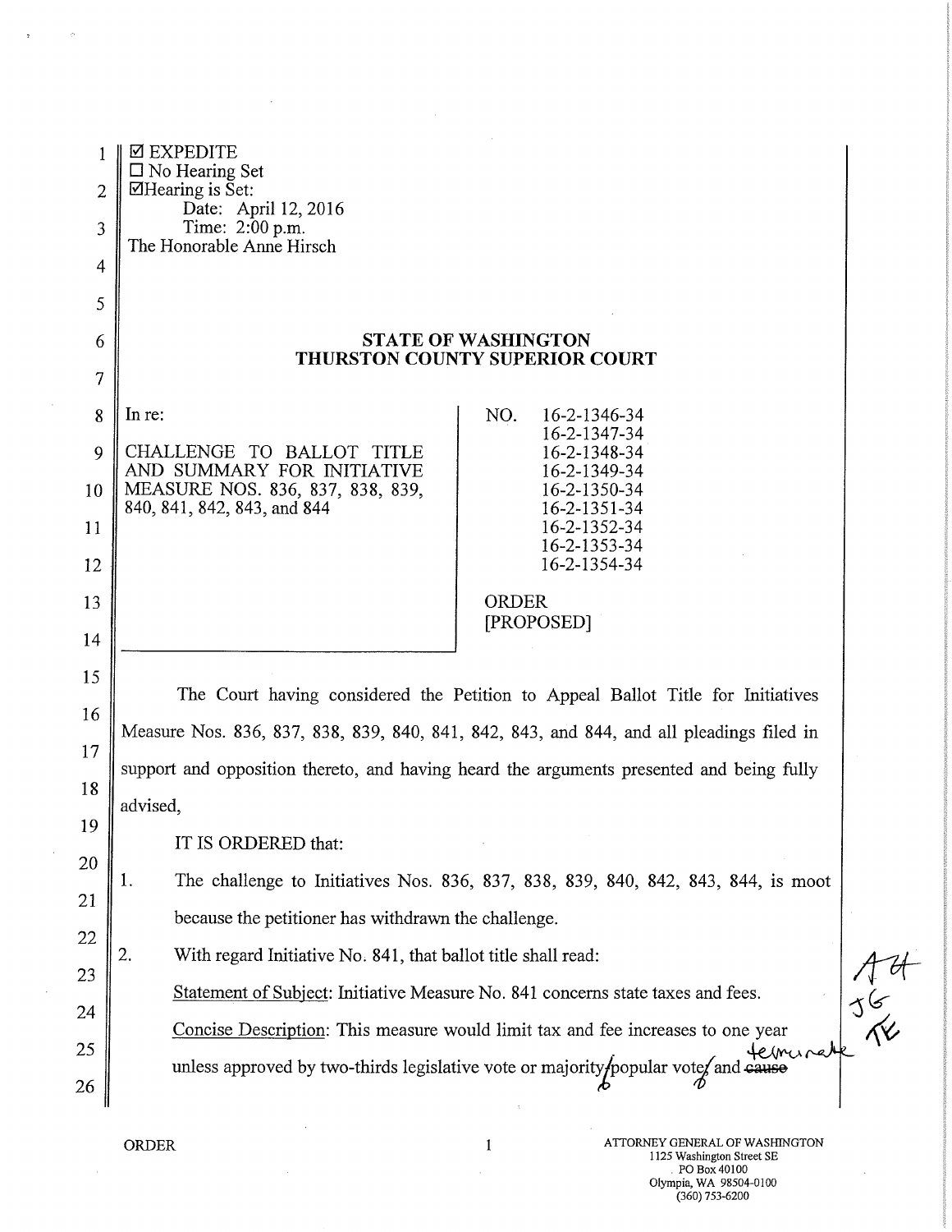☑ EXPEDITE
☐ No Hearing Set
☑ Hearing is Set:
Date: April 12, 2016
Time: 2:00 p.m.
The Honorable Anne Hirsch

**STATE OF WASHINGTON**
**THURSTON COUNTY SUPERIOR COURT**

| In re: CHALLENGE TO BALLOT TITLE AND SUMMARY FOR INITIATIVE MEASURE NOS. 836, 837, 838, 839, 840, 841, 842, 843, and 844 | NO. 16-2-1346-34, 16-2-1347-34, 16-2-1348-34, 16-2-1349-34, 16-2-1350-34, 16-2-1351-34, 16-2-1352-34, 16-2-1353-34, 16-2-1354-34 ORDER [PROPOSED] |
|---|---|

The Court having considered the Petition to Appeal Ballot Title for Initiatives Measure Nos. 836, 837, 838, 839, 840, 841, 842, 843, and 844, and all pleadings filed in support and opposition thereto, and having heard the arguments presented and being fully advised,

IT IS ORDERED that:

1. The challenge to Initiatives Nos. 836, 837, 838, 839, 840, 842, 843, 844, is moot because the petitioner has withdrawn the challenge.
2. With regard Initiative No. 841, that ballot title shall read:

   Statement of Subject: Initiative Measure No. 841 concerns state taxes and fees.

   Concise Description: This measure would limit tax and fee increases to one year unless approved by two-thirds legislative vote or majority popular vote, and ~~cause~~ terminate

AH JG TE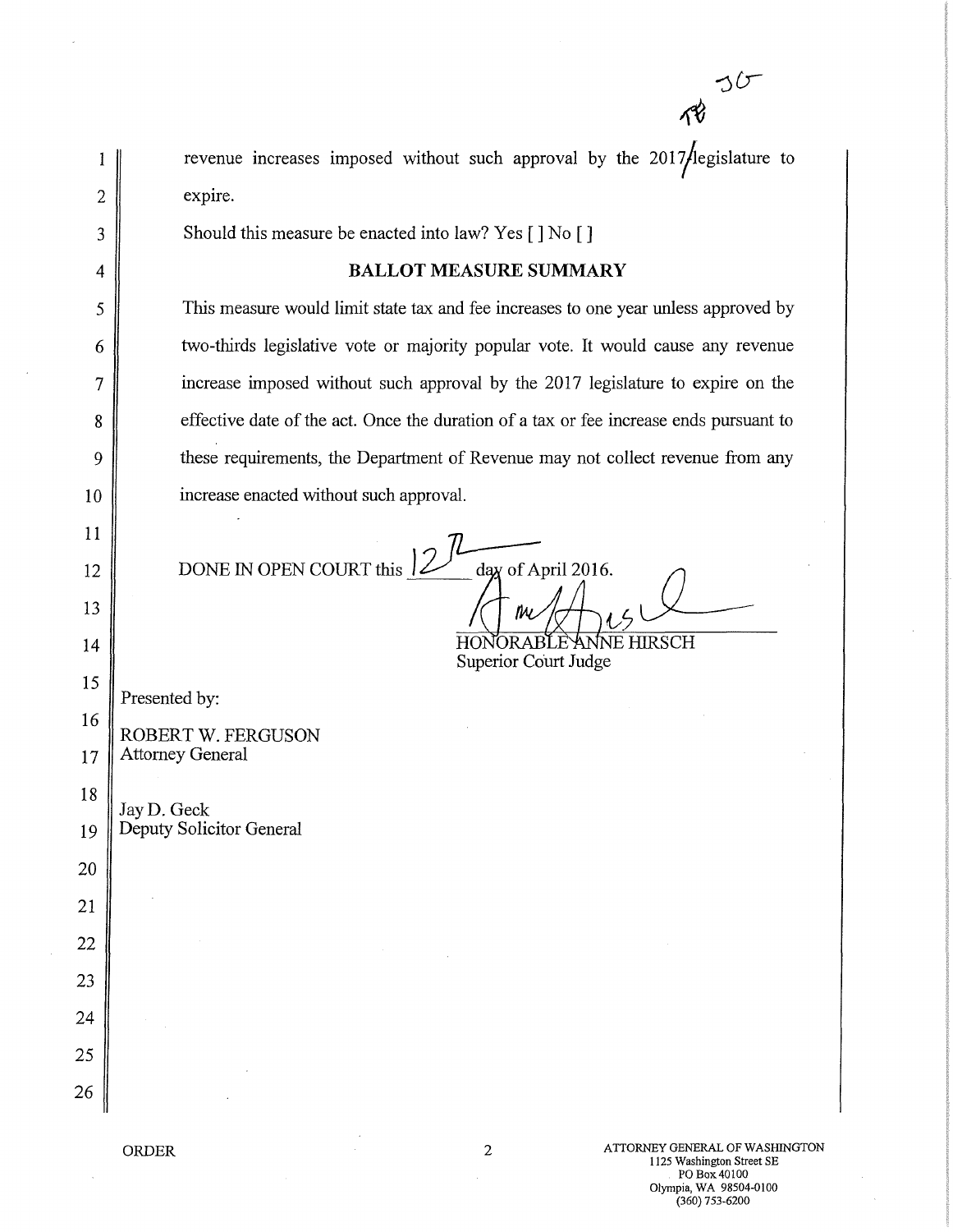revenue increases imposed without such approval by the 2017 legislature to expire.

Should this measure be enacted into law? Yes [ ] No [ ]

**BALLOT MEASURE SUMMARY**

This measure would limit state tax and fee increases to one year unless approved by two-thirds legislative vote or majority popular vote. It would cause any revenue increase imposed without such approval by the 2017 legislature to expire on the effective date of the act. Once the duration of a tax or fee increase ends pursuant to these requirements, the Department of Revenue may not collect revenue from any increase enacted without such approval.

DONE IN OPEN COURT this 12 day of April 2016.

HONORABLE ANNE HIRSCH
Superior Court Judge

Presented by:

ROBERT W. FERGUSON
Attorney General

Jay D. Geck
Deputy Solicitor General

ORDER

ATTORNEY GENERAL OF WASHINGTON
1125 Washington Street SE
PO Box 40100
Olympia, WA 98504-0100
(360) 753-6200